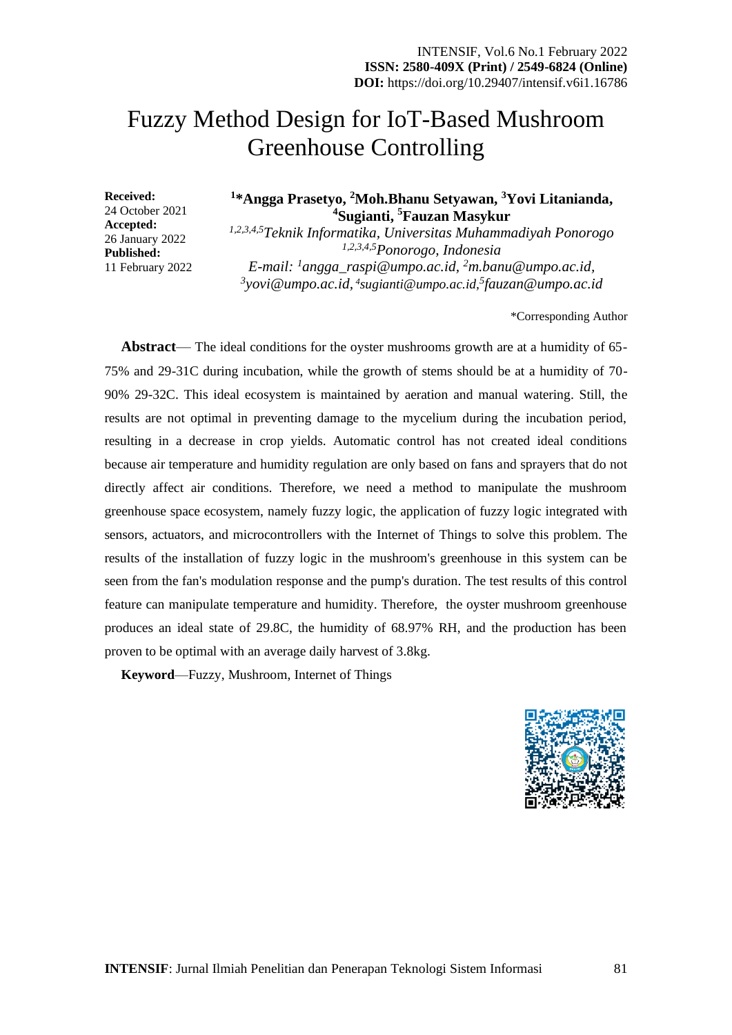# Fuzzy Method Design for IoT-Based Mushroom Greenhouse Controlling

**Received:**
24 October 2021
**Accepted:**
26 January 2022
**Published:**
11 February 2022

**[1]\*Angga Prasetyo, [2]Moh.Bhanu Setyawan, [3]Yovi Litanianda, [4]Sugianti, [5]Fauzan Masykur**

*[1,2,3,4,5]Teknik Informatika, Universitas Muhammadiyah Ponorogo*
*[1,2,3,4,5]Ponorogo, Indonesia*
*E-mail: [1]angga_raspi@umpo.ac.id, [2]m.banu@umpo.ac.id, [3]yovi@umpo.ac.id, [4]sugianti@umpo.ac.id, [5]fauzan@umpo.ac.id*

\*Corresponding Author

**Abstract**— The ideal conditions for the oyster mushrooms growth are at a humidity of 65-75% and 29-31C during incubation, while the growth of stems should be at a humidity of 70-90% 29-32C. This ideal ecosystem is maintained by aeration and manual watering. Still, the results are not optimal in preventing damage to the mycelium during the incubation period, resulting in a decrease in crop yields. Automatic control has not created ideal conditions because air temperature and humidity regulation are only based on fans and sprayers that do not directly affect air conditions. Therefore, we need a method to manipulate the mushroom greenhouse space ecosystem, namely fuzzy logic, the application of fuzzy logic integrated with sensors, actuators, and microcontrollers with the Internet of Things to solve this problem. The results of the installation of fuzzy logic in the mushroom's greenhouse in this system can be seen from the fan's modulation response and the pump's duration. The test results of this control feature can manipulate temperature and humidity. Therefore, the oyster mushroom greenhouse produces an ideal state of 29.8C, the humidity of 68.97% RH, and the production has been proven to be optimal with an average daily harvest of 3.8kg.

**Keyword**—Fuzzy, Mushroom, Internet of Things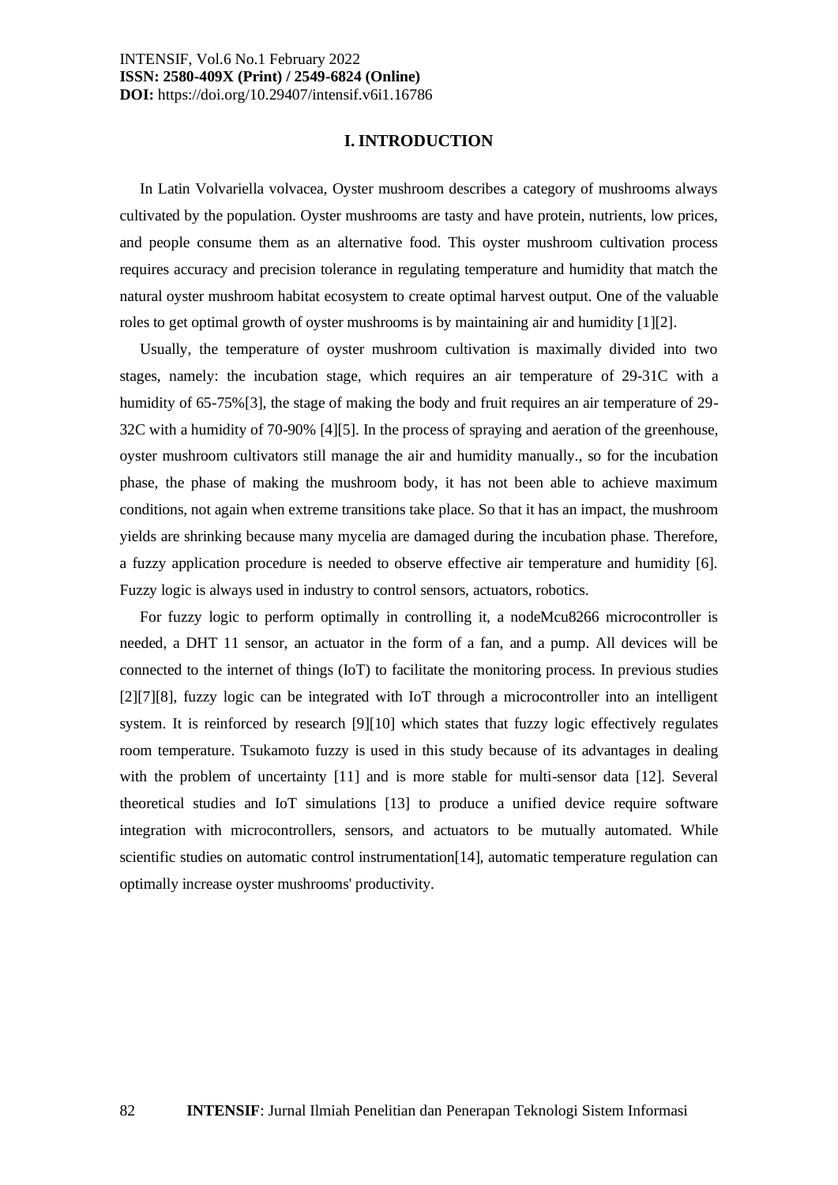## I. INTRODUCTION

In Latin Volvariella volvacea, Oyster mushroom describes a category of mushrooms always cultivated by the population. Oyster mushrooms are tasty and have protein, nutrients, low prices, and people consume them as an alternative food. This oyster mushroom cultivation process requires accuracy and precision tolerance in regulating temperature and humidity that match the natural oyster mushroom habitat ecosystem to create optimal harvest output. One of the valuable roles to get optimal growth of oyster mushrooms is by maintaining air and humidity [1][2].

Usually, the temperature of oyster mushroom cultivation is maximally divided into two stages, namely: the incubation stage, which requires an air temperature of 29-31C with a humidity of 65-75%[3], the stage of making the body and fruit requires an air temperature of 29-32C with a humidity of 70-90% [4][5]. In the process of spraying and aeration of the greenhouse, oyster mushroom cultivators still manage the air and humidity manually., so for the incubation phase, the phase of making the mushroom body, it has not been able to achieve maximum conditions, not again when extreme transitions take place. So that it has an impact, the mushroom yields are shrinking because many mycelia are damaged during the incubation phase. Therefore, a fuzzy application procedure is needed to observe effective air temperature and humidity [6]. Fuzzy logic is always used in industry to control sensors, actuators, robotics.

For fuzzy logic to perform optimally in controlling it, a nodeMcu8266 microcontroller is needed, a DHT 11 sensor, an actuator in the form of a fan, and a pump. All devices will be connected to the internet of things (IoT) to facilitate the monitoring process. In previous studies [2][7][8], fuzzy logic can be integrated with IoT through a microcontroller into an intelligent system. It is reinforced by research [9][10] which states that fuzzy logic effectively regulates room temperature. Tsukamoto fuzzy is used in this study because of its advantages in dealing with the problem of uncertainty [11] and is more stable for multi-sensor data [12]. Several theoretical studies and IoT simulations [13] to produce a unified device require software integration with microcontrollers, sensors, and actuators to be mutually automated. While scientific studies on automatic control instrumentation[14], automatic temperature regulation can optimally increase oyster mushrooms' productivity.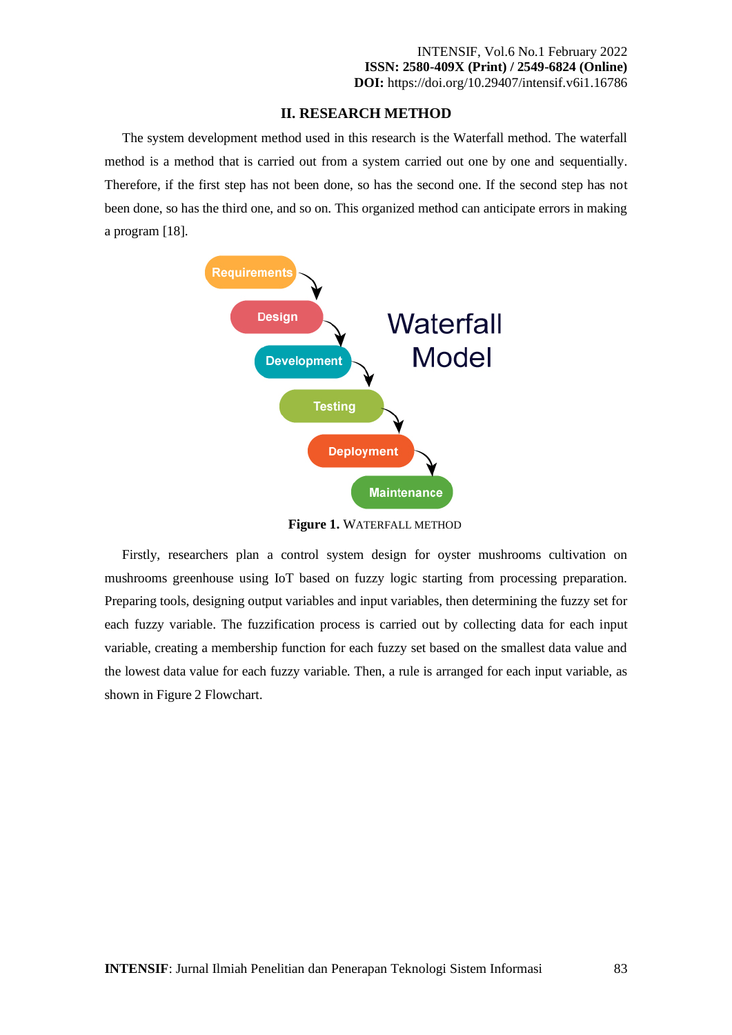## II. RESEARCH METHOD

The system development method used in this research is the Waterfall method. The waterfall method is a method that is carried out from a system carried out one by one and sequentially. Therefore, if the first step has not been done, so has the second one. If the second step has not been done, so has the third one, and so on. This organized method can anticipate errors in making a program [18].

**Figure 1.** WATERFALL METHOD

Firstly, researchers plan a control system design for oyster mushrooms cultivation on mushrooms greenhouse using IoT based on fuzzy logic starting from processing preparation. Preparing tools, designing output variables and input variables, then determining the fuzzy set for each fuzzy variable. The fuzzification process is carried out by collecting data for each input variable, creating a membership function for each fuzzy set based on the smallest data value and the lowest data value for each fuzzy variable. Then, a rule is arranged for each input variable, as shown in Figure 2 Flowchart.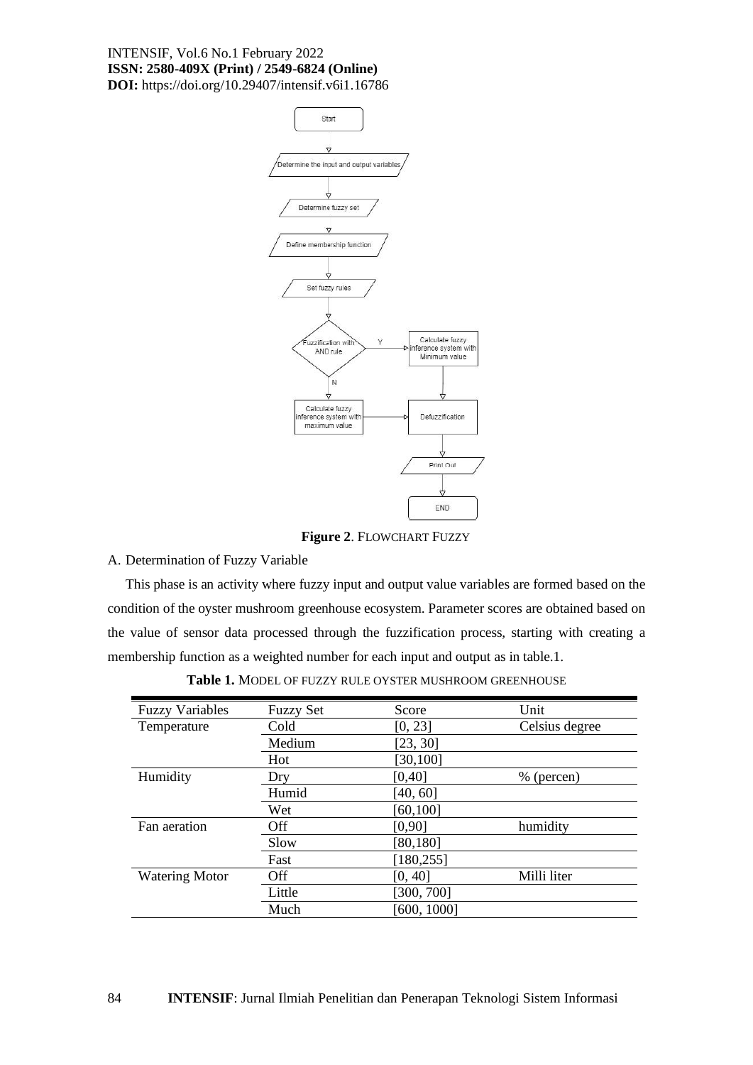**Figure 2**. FLOWCHART FUZZY

A. Determination of Fuzzy Variable

This phase is an activity where fuzzy input and output value variables are formed based on the condition of the oyster mushroom greenhouse ecosystem. Parameter scores are obtained based on the value of sensor data processed through the fuzzification process, starting with creating a membership function as a weighted number for each input and output as in table.1.

**Table 1.** MODEL OF FUZZY RULE OYSTER MUSHROOM GREENHOUSE

| Fuzzy Variables | Fuzzy Set | Score | Unit |
|---|---|---|---|
| Temperature | Cold | [0, 23] | Celsius degree |
| | Medium | [23, 30] | |
| | Hot | [30,100] | |
| Humidity | Dry | [0,40] | % (percen) |
| | Humid | [40, 60] | |
| | Wet | [60,100] | |
| Fan aeration | Off | [0,90] | humidity |
| | Slow | [80,180] | |
| | Fast | [180,255] | |
| Watering Motor | Off | [0, 40] | Milli liter |
| | Little | [300, 700] | |
| | Much | [600, 1000] | |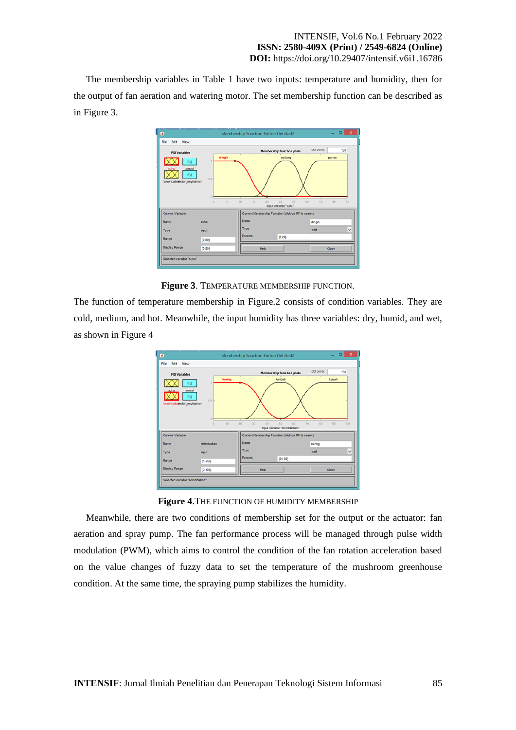The membership variables in Table 1 have two inputs: temperature and humidity, then for the output of fan aeration and watering motor. The set membership function can be described as in Figure 3.

**Figure 3**. TEMPERATURE MEMBERSHIP FUNCTION.

The function of temperature membership in Figure.2 consists of condition variables. They are cold, medium, and hot. Meanwhile, the input humidity has three variables: dry, humid, and wet, as shown in Figure 4

**Figure 4**.THE FUNCTION OF HUMIDITY MEMBERSHIP

Meanwhile, there are two conditions of membership set for the output or the actuator: fan aeration and spray pump. The fan performance process will be managed through pulse width modulation (PWM), which aims to control the condition of the fan rotation acceleration based on the value changes of fuzzy data to set the temperature of the mushroom greenhouse condition. At the same time, the spraying pump stabilizes the humidity.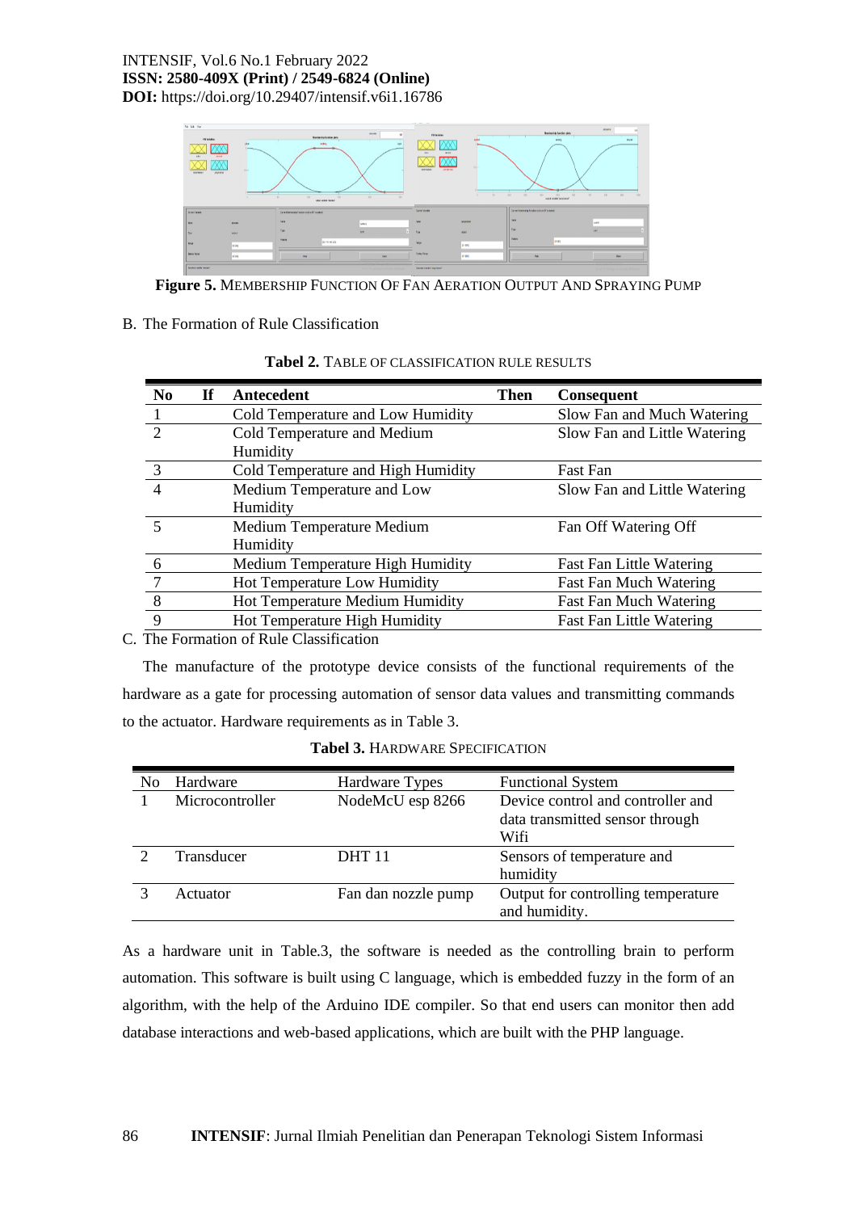**Figure 5.** MEMBERSHIP FUNCTION OF FAN AERATION OUTPUT AND SPRAYING PUMP

B. The Formation of Rule Classification

**Tabel 2.** TABLE OF CLASSIFICATION RULE RESULTS

| No | If | Antecedent | Then | Consequent |
|---|---|---|---|---|
| 1 | | Cold Temperature and Low Humidity | | Slow Fan and Much Watering |
| 2 | | Cold Temperature and Medium Humidity | | Slow Fan and Little Watering |
| 3 | | Cold Temperature and High Humidity | | Fast Fan |
| 4 | | Medium Temperature and Low Humidity | | Slow Fan and Little Watering |
| 5 | | Medium Temperature Medium Humidity | | Fan Off Watering Off |
| 6 | | Medium Temperature High Humidity | | Fast Fan Little Watering |
| 7 | | Hot Temperature Low Humidity | | Fast Fan Much Watering |
| 8 | | Hot Temperature Medium Humidity | | Fast Fan Much Watering |
| 9 | | Hot Temperature High Humidity | | Fast Fan Little Watering |

C. The Formation of Rule Classification

The manufacture of the prototype device consists of the functional requirements of the hardware as a gate for processing automation of sensor data values and transmitting commands to the actuator. Hardware requirements as in Table 3.

**Tabel 3.** HARDWARE SPECIFICATION

| No | Hardware | Hardware Types | Functional System |
|---|---|---|---|
| 1 | Microcontroller | NodeMcU esp 8266 | Device control and controller and data transmitted sensor through Wifi |
| 2 | Transducer | DHT 11 | Sensors of temperature and humidity |
| 3 | Actuator | Fan dan nozzle pump | Output for controlling temperature and humidity. |

As a hardware unit in Table.3, the software is needed as the controlling brain to perform automation. This software is built using C language, which is embedded fuzzy in the form of an algorithm, with the help of the Arduino IDE compiler. So that end users can monitor then add database interactions and web-based applications, which are built with the PHP language.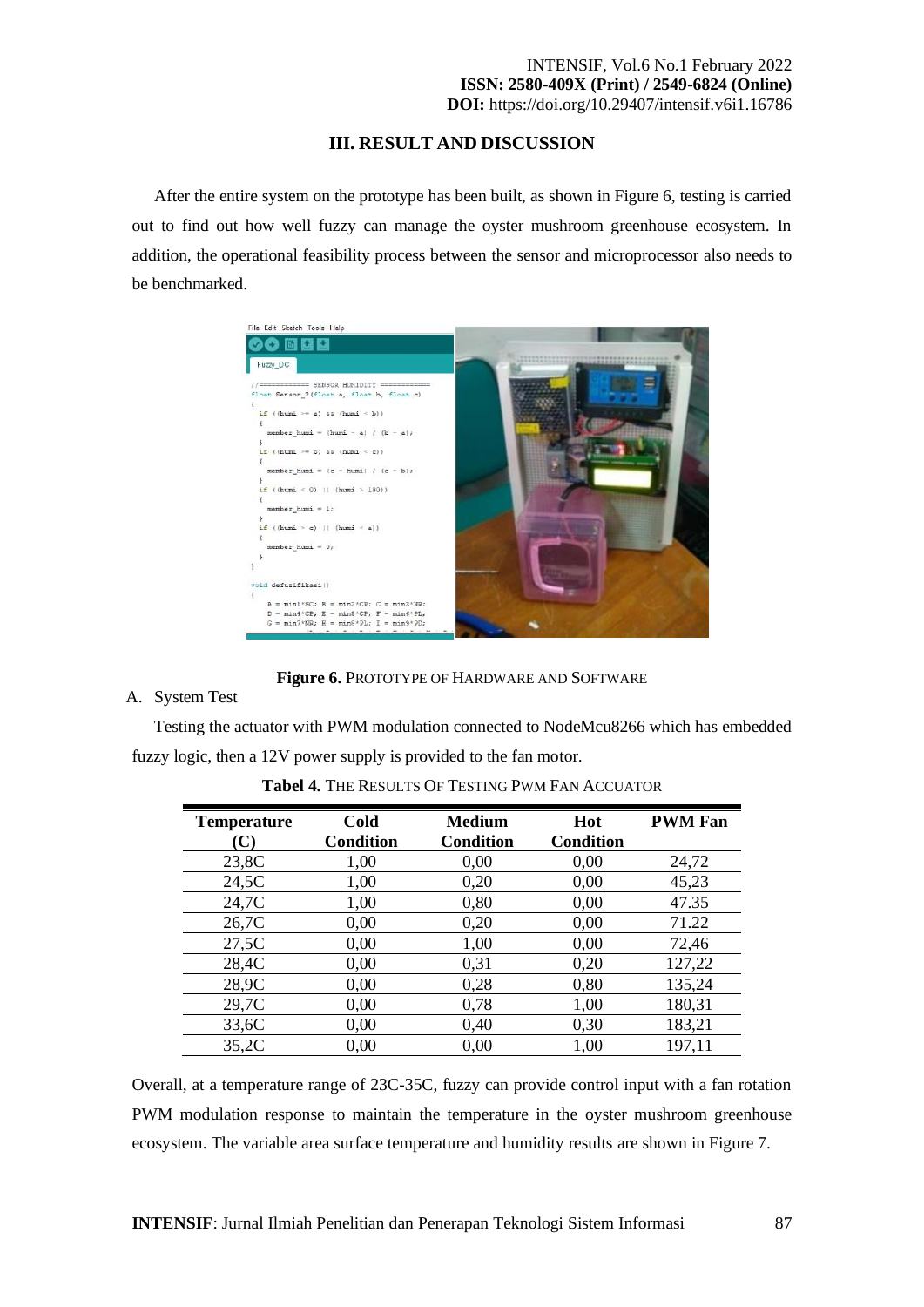## III. RESULT AND DISCUSSION

After the entire system on the prototype has been built, as shown in Figure 6, testing is carried out to find out how well fuzzy can manage the oyster mushroom greenhouse ecosystem. In addition, the operational feasibility process between the sensor and microprocessor also needs to be benchmarked.

**Figure 6.** PROTOTYPE OF HARDWARE AND SOFTWARE

### A. System Test

Testing the actuator with PWM modulation connected to NodeMcu8266 which has embedded fuzzy logic, then a 12V power supply is provided to the fan motor.

**Tabel 4.** THE RESULTS OF TESTING PWM FAN ACCUATOR

| Temperature (C) | Cold Condition | Medium Condition | Hot Condition | PWM Fan |
|---|---|---|---|---|
| 23,8C | 1,00 | 0,00 | 0,00 | 24,72 |
| 24,5C | 1,00 | 0,20 | 0,00 | 45,23 |
| 24,7C | 1,00 | 0,80 | 0,00 | 47.35 |
| 26,7C | 0,00 | 0,20 | 0,00 | 71.22 |
| 27,5C | 0,00 | 1,00 | 0,00 | 72,46 |
| 28,4C | 0,00 | 0,31 | 0,20 | 127,22 |
| 28,9C | 0,00 | 0,28 | 0,80 | 135,24 |
| 29,7C | 0,00 | 0,78 | 1,00 | 180,31 |
| 33,6C | 0,00 | 0,40 | 0,30 | 183,21 |
| 35,2C | 0,00 | 0,00 | 1,00 | 197,11 |

Overall, at a temperature range of 23C-35C, fuzzy can provide control input with a fan rotation PWM modulation response to maintain the temperature in the oyster mushroom greenhouse ecosystem. The variable area surface temperature and humidity results are shown in Figure 7.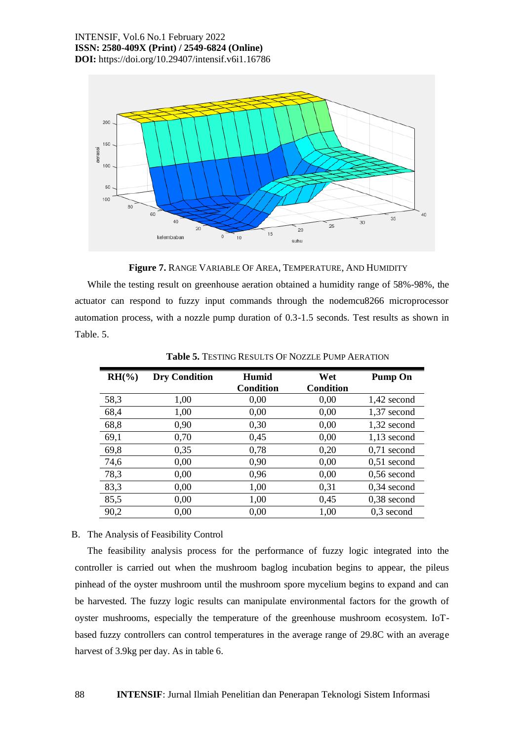**Figure 7.** RANGE VARIABLE OF AREA, TEMPERATURE, AND HUMIDITY

While the testing result on greenhouse aeration obtained a humidity range of 58%-98%, the actuator can respond to fuzzy input commands through the nodemcu8266 microprocessor automation process, with a nozzle pump duration of 0.3-1.5 seconds. Test results as shown in Table. 5.

**Table 5.** TESTING RESULTS OF NOZZLE PUMP AERATION

| RH(%) | Dry Condition | Humid Condition | Wet Condition | Pump On |
|---|---|---|---|---|
| 58,3 | 1,00 | 0,00 | 0,00 | 1,42 second |
| 68,4 | 1,00 | 0,00 | 0,00 | 1,37 second |
| 68,8 | 0,90 | 0,30 | 0,00 | 1,32 second |
| 69,1 | 0,70 | 0,45 | 0,00 | 1,13 second |
| 69,8 | 0,35 | 0,78 | 0,20 | 0,71 second |
| 74,6 | 0,00 | 0,90 | 0,00 | 0,51 second |
| 78,3 | 0,00 | 0,96 | 0,00 | 0,56 second |
| 83,3 | 0,00 | 1,00 | 0,31 | 0,34 second |
| 85,5 | 0,00 | 1,00 | 0,45 | 0,38 second |
| 90,2 | 0,00 | 0,00 | 1,00 | 0,3 second |

B. The Analysis of Feasibility Control

The feasibility analysis process for the performance of fuzzy logic integrated into the controller is carried out when the mushroom baglog incubation begins to appear, the pileus pinhead of the oyster mushroom until the mushroom spore mycelium begins to expand and can be harvested. The fuzzy logic results can manipulate environmental factors for the growth of oyster mushrooms, especially the temperature of the greenhouse mushroom ecosystem. IoT-based fuzzy controllers can control temperatures in the average range of 29.8C with an average harvest of 3.9kg per day. As in table 6.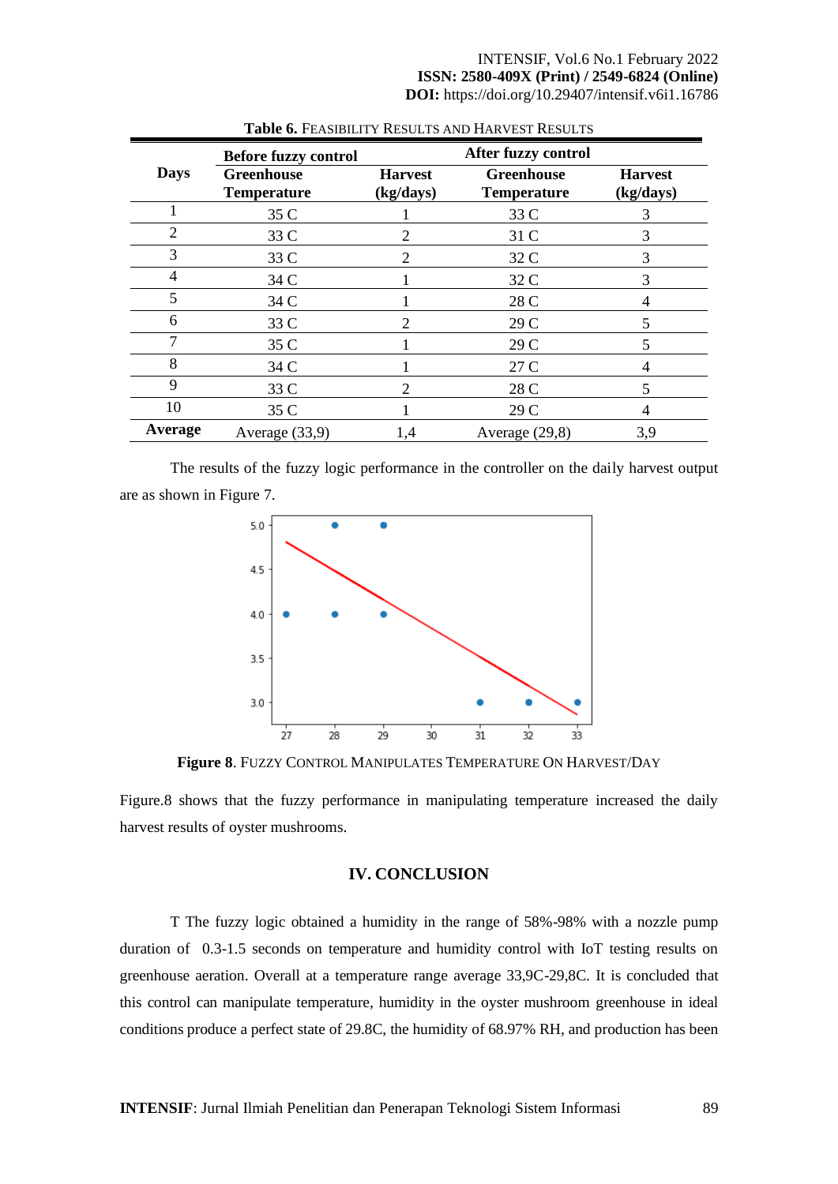**Table 6.** FEASIBILITY RESULTS AND HARVEST RESULTS

| Days | Before fuzzy control | | After fuzzy control | |
|---|---|---|---|---|
| | **Greenhouse Temperature** | **Harvest (kg/days)** | **Greenhouse Temperature** | **Harvest (kg/days)** |
| 1 | 35 C | 1 | 33 C | 3 |
| 2 | 33 C | 2 | 31 C | 3 |
| 3 | 33 C | 2 | 32 C | 3 |
| 4 | 34 C | 1 | 32 C | 3 |
| 5 | 34 C | 1 | 28 C | 4 |
| 6 | 33 C | 2 | 29 C | 5 |
| 7 | 35 C | 1 | 29 C | 5 |
| 8 | 34 C | 1 | 27 C | 4 |
| 9 | 33 C | 2 | 28 C | 5 |
| 10 | 35 C | 1 | 29 C | 4 |
| **Average** | Average (33,9) | 1,4 | Average (29,8) | 3,9 |

The results of the fuzzy logic performance in the controller on the daily harvest output are as shown in Figure 7.

**Figure 8**. FUZZY CONTROL MANIPULATES TEMPERATURE ON HARVEST/DAY

Figure.8 shows that the fuzzy performance in manipulating temperature increased the daily harvest results of oyster mushrooms.

## IV. CONCLUSION

T The fuzzy logic obtained a humidity in the range of 58%-98% with a nozzle pump duration of 0.3-1.5 seconds on temperature and humidity control with IoT testing results on greenhouse aeration. Overall at a temperature range average 33,9C-29,8C. It is concluded that this control can manipulate temperature, humidity in the oyster mushroom greenhouse in ideal conditions produce a perfect state of 29.8C, the humidity of 68.97% RH, and production has been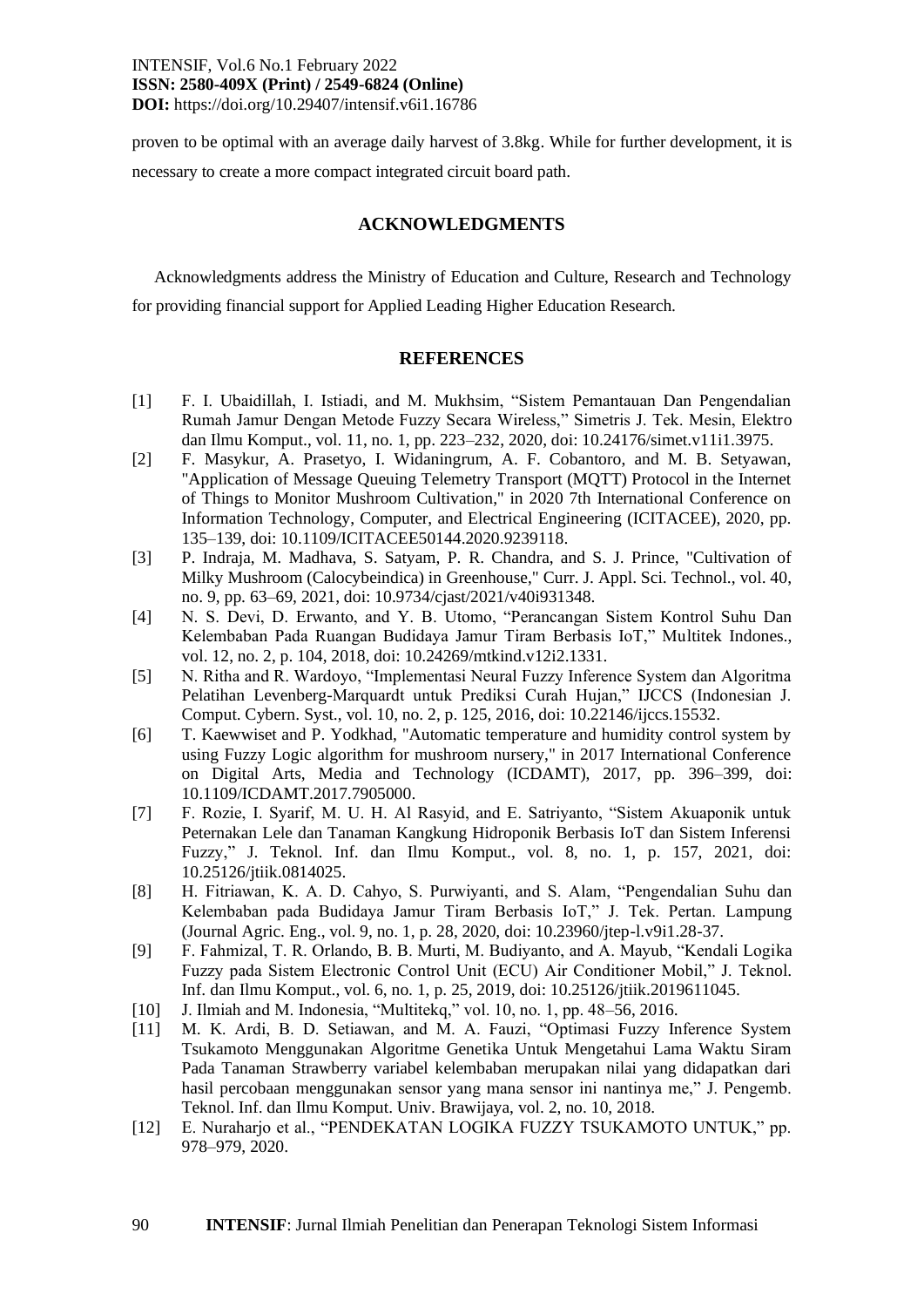proven to be optimal with an average daily harvest of 3.8kg. While for further development, it is necessary to create a more compact integrated circuit board path.

## ACKNOWLEDGMENTS

Acknowledgments address the Ministry of Education and Culture, Research and Technology for providing financial support for Applied Leading Higher Education Research.

## REFERENCES

[1] F. I. Ubaidillah, I. Istiadi, and M. Mukhsim, "Sistem Pemantauan Dan Pengendalian Rumah Jamur Dengan Metode Fuzzy Secara Wireless," Simetris J. Tek. Mesin, Elektro dan Ilmu Komput., vol. 11, no. 1, pp. 223–232, 2020, doi: 10.24176/simet.v11i1.3975.

[2] F. Masykur, A. Prasetyo, I. Widaningrum, A. F. Cobantoro, and M. B. Setyawan, "Application of Message Queuing Telemetry Transport (MQTT) Protocol in the Internet of Things to Monitor Mushroom Cultivation," in 2020 7th International Conference on Information Technology, Computer, and Electrical Engineering (ICITACEE), 2020, pp. 135–139, doi: 10.1109/ICITACEE50144.2020.9239118.

[3] P. Indraja, M. Madhava, S. Satyam, P. R. Chandra, and S. J. Prince, "Cultivation of Milky Mushroom (Calocybeindica) in Greenhouse," Curr. J. Appl. Sci. Technol., vol. 40, no. 9, pp. 63–69, 2021, doi: 10.9734/cjast/2021/v40i931348.

[4] N. S. Devi, D. Erwanto, and Y. B. Utomo, "Perancangan Sistem Kontrol Suhu Dan Kelembaban Pada Ruangan Budidaya Jamur Tiram Berbasis IoT," Multitek Indones., vol. 12, no. 2, p. 104, 2018, doi: 10.24269/mtkind.v12i2.1331.

[5] N. Ritha and R. Wardoyo, "Implementasi Neural Fuzzy Inference System dan Algoritma Pelatihan Levenberg-Marquardt untuk Prediksi Curah Hujan," IJCCS (Indonesian J. Comput. Cybern. Syst., vol. 10, no. 2, p. 125, 2016, doi: 10.22146/ijccs.15532.

[6] T. Kaewwiset and P. Yodkhad, "Automatic temperature and humidity control system by using Fuzzy Logic algorithm for mushroom nursery," in 2017 International Conference on Digital Arts, Media and Technology (ICDAMT), 2017, pp. 396–399, doi: 10.1109/ICDAMT.2017.7905000.

[7] F. Rozie, I. Syarif, M. U. H. Al Rasyid, and E. Satriyanto, "Sistem Akuaponik untuk Peternakan Lele dan Tanaman Kangkung Hidroponik Berbasis IoT dan Sistem Inferensi Fuzzy," J. Teknol. Inf. dan Ilmu Komput., vol. 8, no. 1, p. 157, 2021, doi: 10.25126/jtiik.0814025.

[8] H. Fitriawan, K. A. D. Cahyo, S. Purwiyanti, and S. Alam, "Pengendalian Suhu dan Kelembaban pada Budidaya Jamur Tiram Berbasis IoT," J. Tek. Pertan. Lampung (Journal Agric. Eng., vol. 9, no. 1, p. 28, 2020, doi: 10.23960/jtep-l.v9i1.28-37.

[9] F. Fahmizal, T. R. Orlando, B. B. Murti, M. Budiyanto, and A. Mayub, "Kendali Logika Fuzzy pada Sistem Electronic Control Unit (ECU) Air Conditioner Mobil," J. Teknol. Inf. dan Ilmu Komput., vol. 6, no. 1, p. 25, 2019, doi: 10.25126/jtiik.2019611045.

[10] J. Ilmiah and M. Indonesia, "Multitekq," vol. 10, no. 1, pp. 48–56, 2016.

[11] M. K. Ardi, B. D. Setiawan, and M. A. Fauzi, "Optimasi Fuzzy Inference System Tsukamoto Menggunakan Algoritme Genetika Untuk Mengetahui Lama Waktu Siram Pada Tanaman Strawberry variabel kelembaban merupakan nilai yang didapatkan dari hasil percobaan menggunakan sensor yang mana sensor ini nantinya me," J. Pengemb. Teknol. Inf. dan Ilmu Komput. Univ. Brawijaya, vol. 2, no. 10, 2018.

[12] E. Nuraharjo et al., "PENDEKATAN LOGIKA FUZZY TSUKAMOTO UNTUK," pp. 978–979, 2020.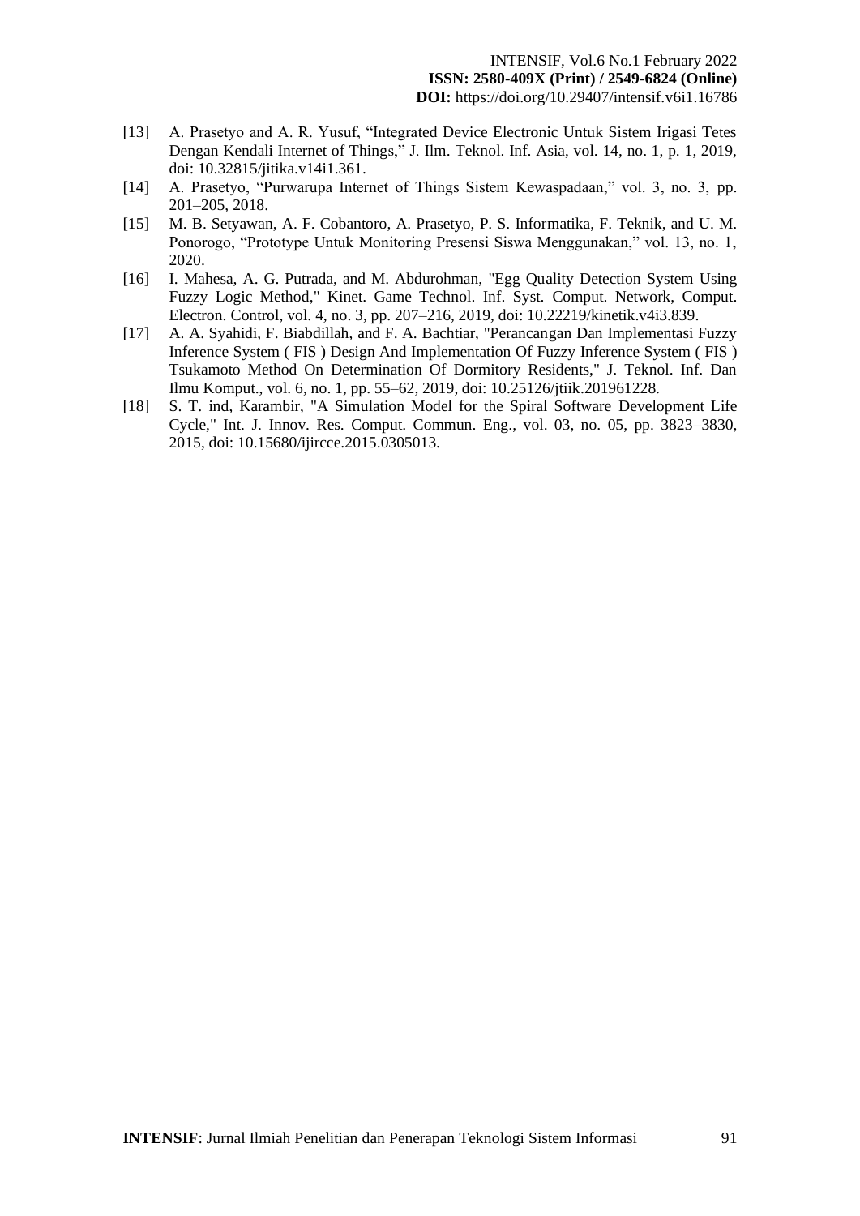[13] A. Prasetyo and A. R. Yusuf, "Integrated Device Electronic Untuk Sistem Irigasi Tetes Dengan Kendali Internet of Things," J. Ilm. Teknol. Inf. Asia, vol. 14, no. 1, p. 1, 2019, doi: 10.32815/jitika.v14i1.361.

[14] A. Prasetyo, "Purwarupa Internet of Things Sistem Kewaspadaan," vol. 3, no. 3, pp. 201–205, 2018.

[15] M. B. Setyawan, A. F. Cobantoro, A. Prasetyo, P. S. Informatika, F. Teknik, and U. M. Ponorogo, "Prototype Untuk Monitoring Presensi Siswa Menggunakan," vol. 13, no. 1, 2020.

[16] I. Mahesa, A. G. Putrada, and M. Abdurohman, "Egg Quality Detection System Using Fuzzy Logic Method," Kinet. Game Technol. Inf. Syst. Comput. Network, Comput. Electron. Control, vol. 4, no. 3, pp. 207–216, 2019, doi: 10.22219/kinetik.v4i3.839.

[17] A. A. Syahidi, F. Biabdillah, and F. A. Bachtiar, "Perancangan Dan Implementasi Fuzzy Inference System ( FIS ) Design And Implementation Of Fuzzy Inference System ( FIS ) Tsukamoto Method On Determination Of Dormitory Residents," J. Teknol. Inf. Dan Ilmu Komput., vol. 6, no. 1, pp. 55–62, 2019, doi: 10.25126/jtiik.201961228.

[18] S. T. ind, Karambir, "A Simulation Model for the Spiral Software Development Life Cycle," Int. J. Innov. Res. Comput. Commun. Eng., vol. 03, no. 05, pp. 3823–3830, 2015, doi: 10.15680/ijircce.2015.0305013.